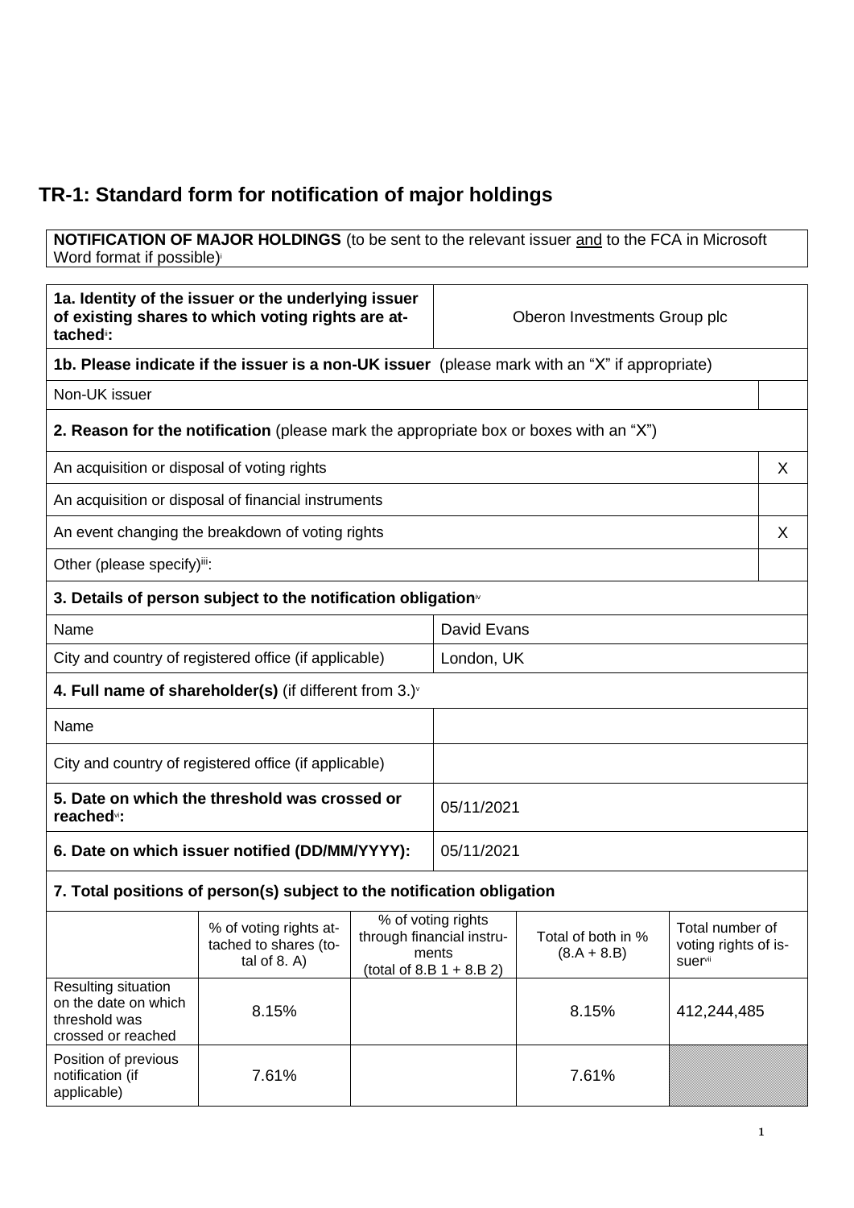# TR-1: Standard form for notification of major holdings

| **NOTIFICATION OF MAJOR HOLDINGS** (to be sent to the relevant issuer and to the FCA in Microsoft Word format if possible)[i] |
|---|

| **1a. Identity of the issuer or the underlying issuer of existing shares to which voting rights are attached**[ii]**:** | Oberon Investments Group plc |
|---|---|

**1b. Please indicate if the issuer is a non-UK issuer** (please mark with an "X" if appropriate)

| Non-UK issuer | |
|---|---|

**2. Reason for the notification** (please mark the appropriate box or boxes with an "X")

| | |
|---|---|
| An acquisition or disposal of voting rights | X |
| An acquisition or disposal of financial instruments | |
| An event changing the breakdown of voting rights | X |
| Other (please specify)[iii]: | |

**3. Details of person subject to the notification obligation**[iv]

| | |
|---|---|
| Name | David Evans |
| City and country of registered office (if applicable) | London, UK |

**4. Full name of shareholder(s)** (if different from 3.)[v]

| | |
|---|---|
| Name | |
| City and country of registered office (if applicable) | |

| | |
|---|---|
| **5. Date on which the threshold was crossed or reached**[vi]**:** | 05/11/2021 |
| **6. Date on which issuer notified (DD/MM/YYYY):** | 05/11/2021 |

**7. Total positions of person(s) subject to the notification obligation**

| | % of voting rights attached to shares (total of 8. A) | % of voting rights through financial instruments (total of 8.B 1 + 8.B 2) | Total of both in % (8.A + 8.B) | Total number of voting rights of issuer[vii] |
|---|---|---|---|---|
| Resulting situation on the date on which threshold was crossed or reached | 8.15% | | 8.15% | 412,244,485 |
| Position of previous notification (if applicable) | 7.61% | | 7.61% | |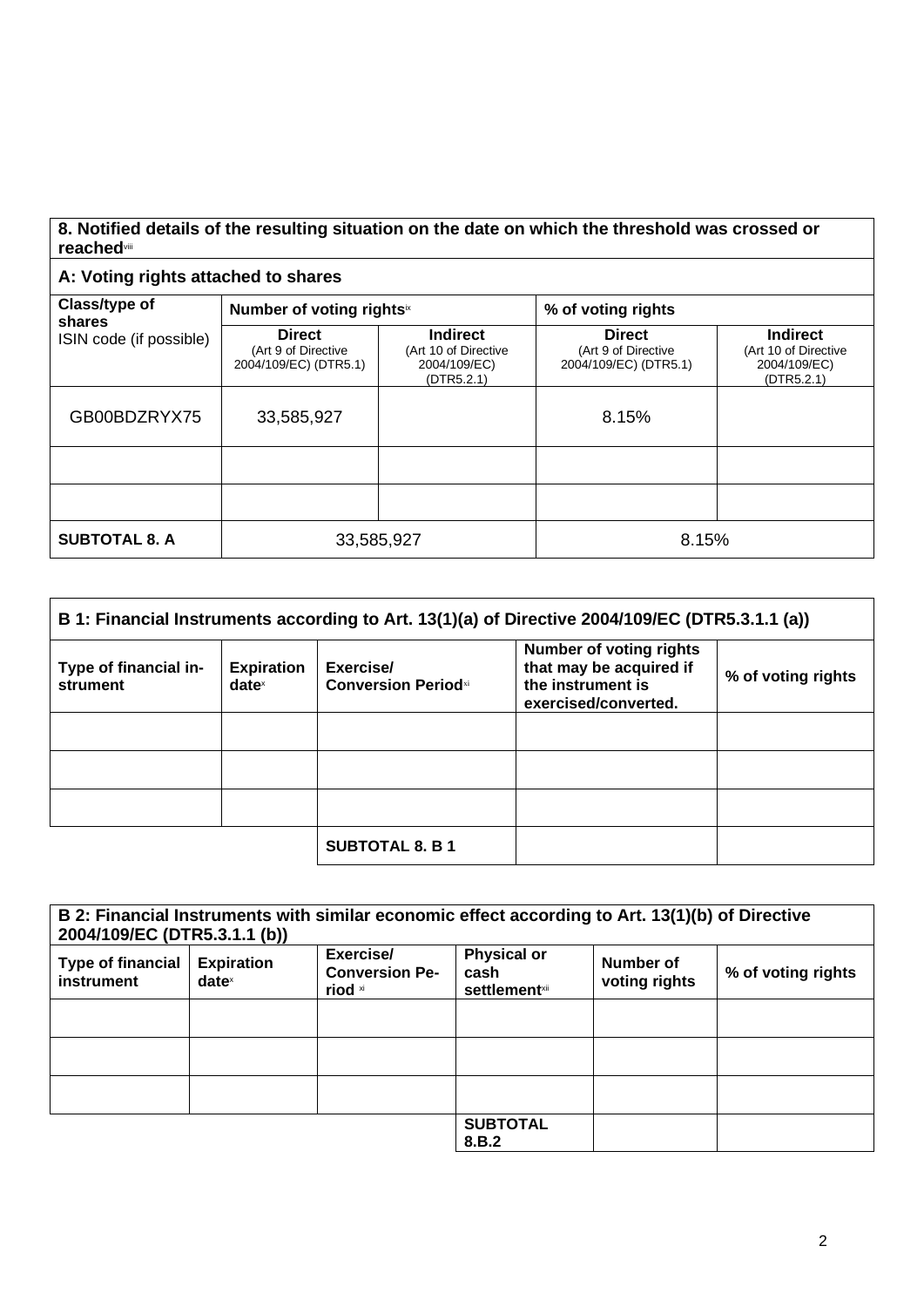**8. Notified details of the resulting situation on the date on which the threshold was crossed or reached**[viii]

**A: Voting rights attached to shares**

| **Class/type of shares** ISIN code (if possible) | **Number of voting rights**[ix] | | **% of voting rights** | |
|---|---|---|---|---|
| | **Direct** (Art 9 of Directive 2004/109/EC) (DTR5.1) | **Indirect** (Art 10 of Directive 2004/109/EC) (DTR5.2.1) | **Direct** (Art 9 of Directive 2004/109/EC) (DTR5.1) | **Indirect** (Art 10 of Directive 2004/109/EC) (DTR5.2.1) |
| GB00BDZRYX75 | 33,585,927 | | 8.15% | |
| | | | | |
| | | | | |
| **SUBTOTAL 8. A** | 33,585,927 | | 8.15% | |

**B 1: Financial Instruments according to Art. 13(1)(a) of Directive 2004/109/EC (DTR5.3.1.1 (a))**

| **Type of financial instrument** | **Expiration date**[x] | **Exercise/ Conversion Period**[xi] | **Number of voting rights that may be acquired if the instrument is exercised/converted.** | **% of voting rights** |
|---|---|---|---|---|
| | | | | |
| | | | | |
| | | | | |
| | | **SUBTOTAL 8. B 1** | | |

**B 2: Financial Instruments with similar economic effect according to Art. 13(1)(b) of Directive 2004/109/EC (DTR5.3.1.1 (b))**

| **Type of financial instrument** | **Expiration date**[x] | **Exercise/ Conversion Period** [xi] | **Physical or cash settlement**[xii] | **Number of voting rights** | **% of voting rights** |
|---|---|---|---|---|---|
| | | | | | |
| | | | | | |
| | | | | | |
| | | | **SUBTOTAL 8.B.2** | | |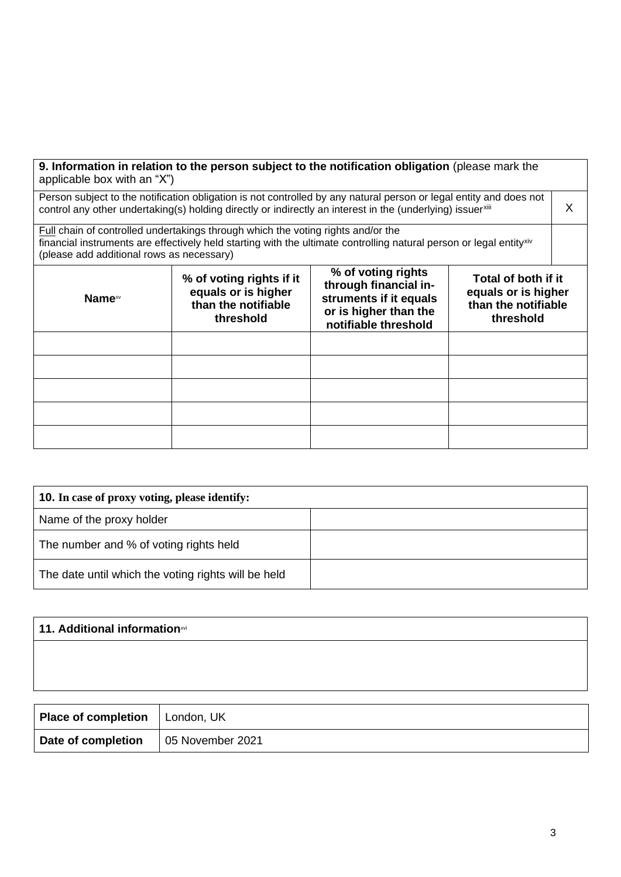| **9. Information in relation to the person subject to the notification obligation** (please mark the applicable box with an "X") | |
|---|---|
| Person subject to the notification obligation is not controlled by any natural person or legal entity and does not control any other undertaking(s) holding directly or indirectly an interest in the (underlying) issuer[xiii] | X |
| Full chain of controlled undertakings through which the voting rights and/or the financial instruments are effectively held starting with the ultimate controlling natural person or legal entity[xiv] (please add additional rows as necessary) | |

| **Name**[xv] | **% of voting rights if it equals or is higher than the notifiable threshold** | **% of voting rights through financial instruments if it equals or is higher than the notifiable threshold** | **Total of both if it equals or is higher than the notifiable threshold** |
|---|---|---|---|
| | | | |
| | | | |
| | | | |
| | | | |
| | | | |

| **10. In case of proxy voting, please identify:** | |
|---|---|
| Name of the proxy holder | |
| The number and % of voting rights held | |
| The date until which the voting rights will be held | |

| **11. Additional information**[xvi] |
|---|
| |

| | |
|---|---|
| **Place of completion** | London, UK |
| **Date of completion** | 05 November 2021 |